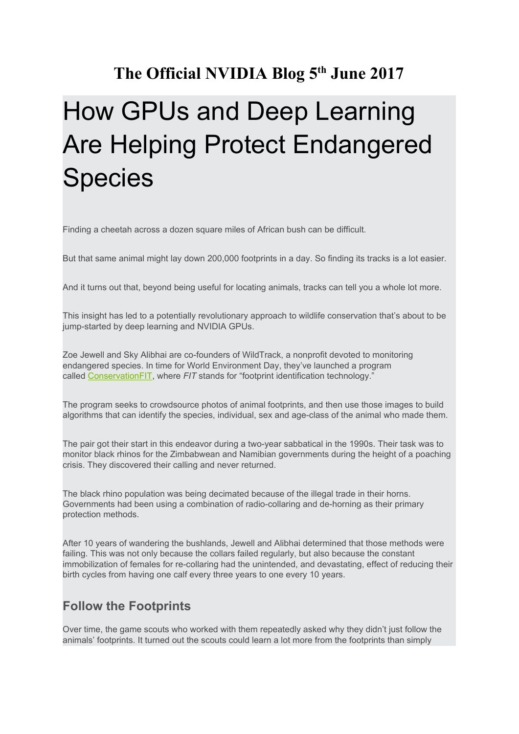# The Official NVIDIA Blog 5th June 2017

# How GPUs and Deep Learning Are Helping Protect Endangered Species

Finding a cheetah across a dozen square miles of African bush can be difficult.

But that same animal might lay down 200,000 footprints in a day. So finding its tracks is a lot easier.

And it turns out that, beyond being useful for locating animals, tracks can tell you a whole lot more.

This insight has led to a potentially revolutionary approach to wildlife conservation that's about to be jump-started by deep learning and NVIDIA GPUs.

Zoe Jewell and Sky Alibhai are co-founders of WildTrack, a nonprofit devoted to monitoring endangered species. In time for World Environment Day, they've launched a program called ConservationFIT, where *FIT* stands for "footprint identification technology."

The program seeks to crowdsource photos of animal footprints, and then use those images to build algorithms that can identify the species, individual, sex and age-class of the animal who made them.

The pair got their start in this endeavor during a two-year sabbatical in the 1990s. Their task was to monitor black rhinos for the Zimbabwean and Namibian governments during the height of a poaching crisis. They discovered their calling and never returned.

The black rhino population was being decimated because of the illegal trade in their horns. Governments had been using a combination of radio-collaring and de-horning as their primary protection methods.

After 10 years of wandering the bushlands, Jewell and Alibhai determined that those methods were failing. This was not only because the collars failed regularly, but also because the constant immobilization of females for re-collaring had the unintended, and devastating, effect of reducing their birth cycles from having one calf every three years to one every 10 years.

## Follow the Footprints

Over time, the game scouts who worked with them repeatedly asked why they didn't just follow the animals' footprints. It turned out the scouts could learn a lot more from the footprints than simply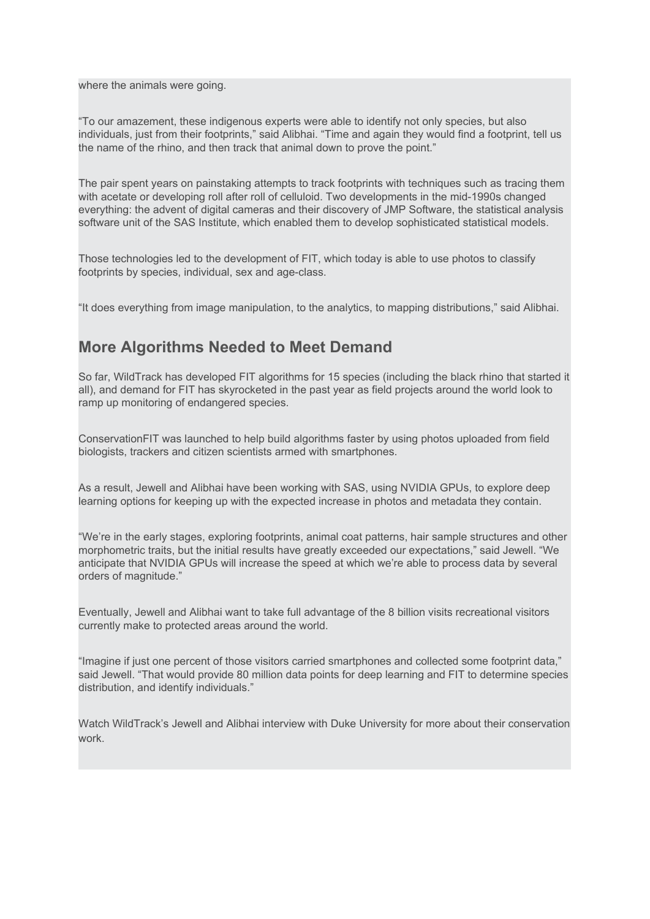where the animals were going.

“To our amazement, these indigenous experts were able to identify not only species, but also individuals, just from their footprints,” said Alibhai. “Time and again they would find a footprint, tell us the name of the rhino, and then track that animal down to prove the point.”

The pair spent years on painstaking attempts to track footprints with techniques such as tracing them with acetate or developing roll after roll of celluloid. Two developments in the mid-1990s changed everything: the advent of digital cameras and their discovery of JMP Software, the statistical analysis software unit of the SAS Institute, which enabled them to develop sophisticated statistical models.

Those technologies led to the development of FIT, which today is able to use photos to classify footprints by species, individual, sex and age-class.

“It does everything from image manipulation, to the analytics, to mapping distributions,” said Alibhai.

## More Algorithms Needed to Meet Demand

So far, WildTrack has developed FIT algorithms for 15 species (including the black rhino that started it all), and demand for FIT has skyrocketed in the past year as field projects around the world look to ramp up monitoring of endangered species.

ConservationFIT was launched to help build algorithms faster by using photos uploaded from field biologists, trackers and citizen scientists armed with smartphones.

As a result, Jewell and Alibhai have been working with SAS, using NVIDIA GPUs, to explore deep learning options for keeping up with the expected increase in photos and metadata they contain.

“We’re in the early stages, exploring footprints, animal coat patterns, hair sample structures and other morphometric traits, but the initial results have greatly exceeded our expectations,” said Jewell. “We anticipate that NVIDIA GPUs will increase the speed at which we’re able to process data by several orders of magnitude.”

Eventually, Jewell and Alibhai want to take full advantage of the 8 billion visits recreational visitors currently make to protected areas around the world.

“Imagine if just one percent of those visitors carried smartphones and collected some footprint data,” said Jewell. “That would provide 80 million data points for deep learning and FIT to determine species distribution, and identify individuals.”

Watch WildTrack’s Jewell and Alibhai interview with Duke University for more about their conservation work.